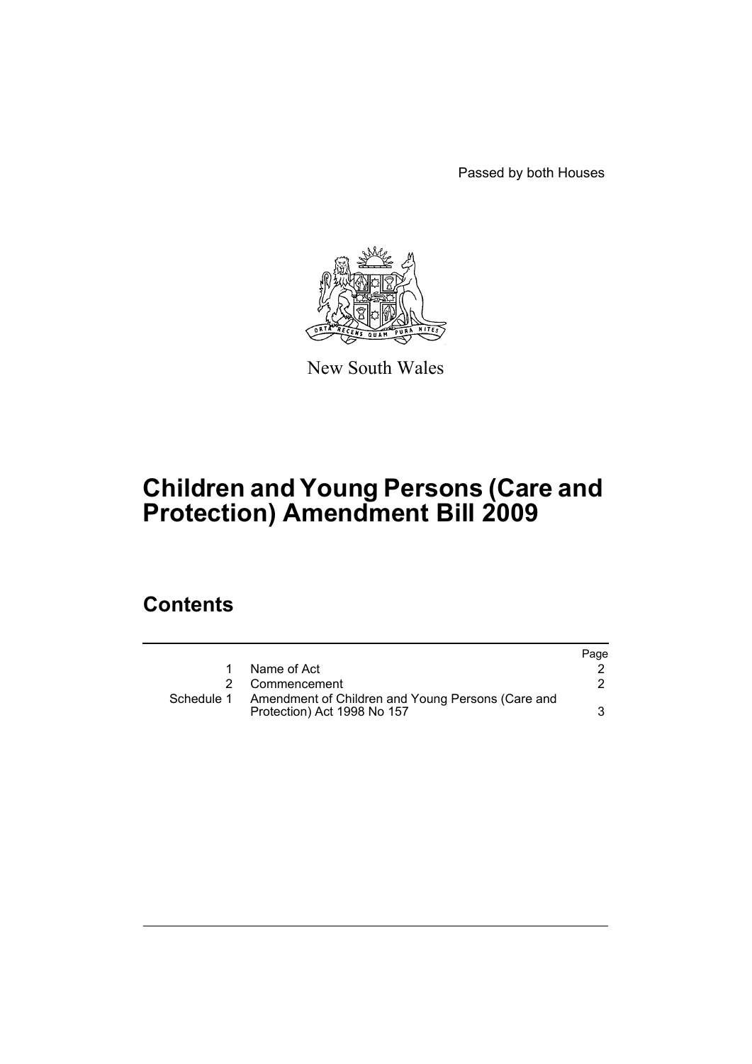Passed by both Houses

New South Wales

# Children and Young Persons (Care and Protection) Amendment Bill 2009

## Contents

| | | Page |
|---|---|---|
| 1 | Name of Act | 2 |
| 2 | Commencement | 2 |
| Schedule 1 | Amendment of Children and Young Persons (Care and Protection) Act 1998 No 157 | 3 |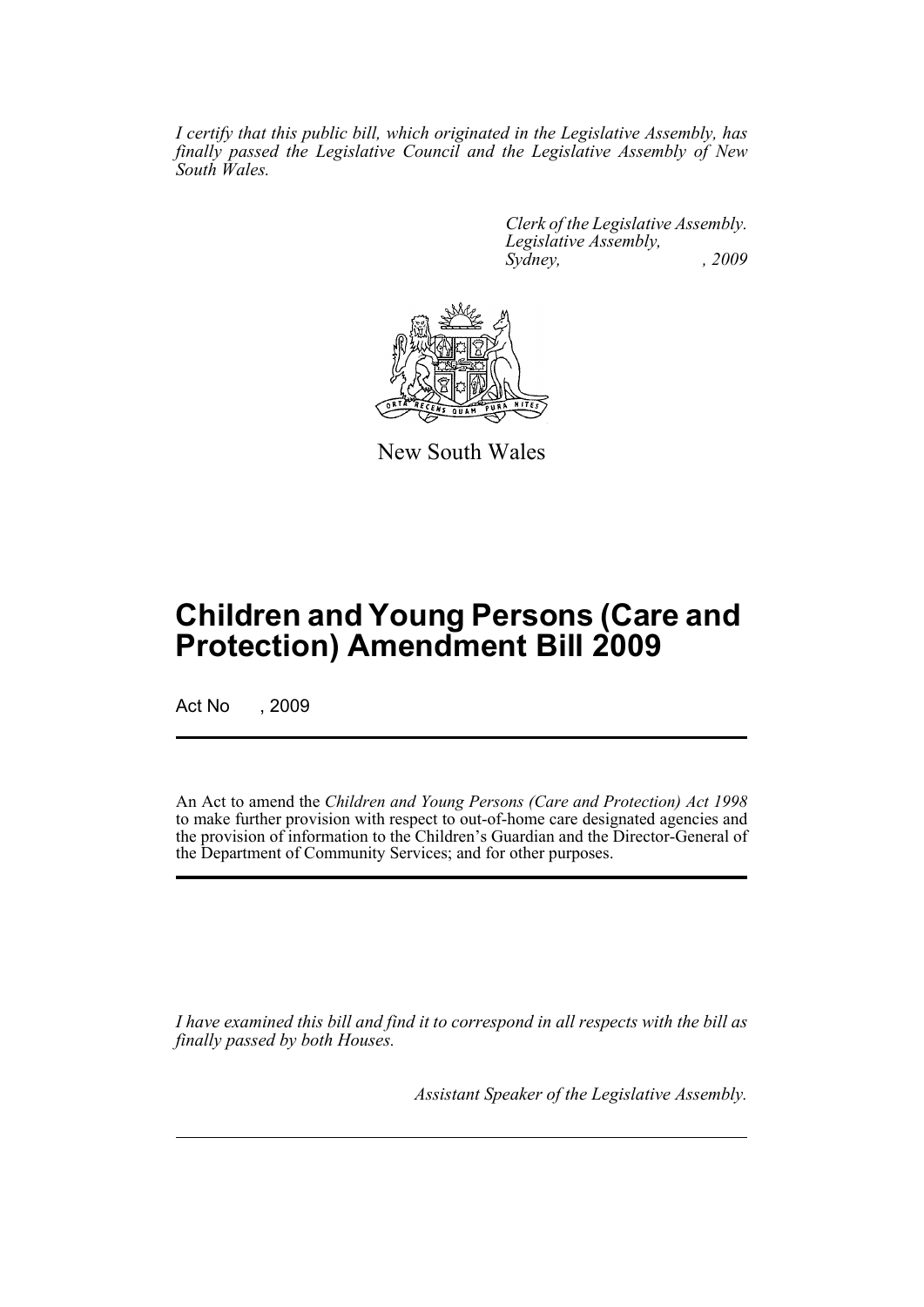*I certify that this public bill, which originated in the Legislative Assembly, has finally passed the Legislative Council and the Legislative Assembly of New South Wales.*

*Clerk of the Legislative Assembly.*
*Legislative Assembly,*
*Sydney, , 2009*

New South Wales

# Children and Young Persons (Care and Protection) Amendment Bill 2009

Act No , 2009

An Act to amend the *Children and Young Persons (Care and Protection) Act 1998* to make further provision with respect to out-of-home care designated agencies and the provision of information to the Children's Guardian and the Director-General of the Department of Community Services; and for other purposes.

*I have examined this bill and find it to correspond in all respects with the bill as finally passed by both Houses.*

*Assistant Speaker of the Legislative Assembly.*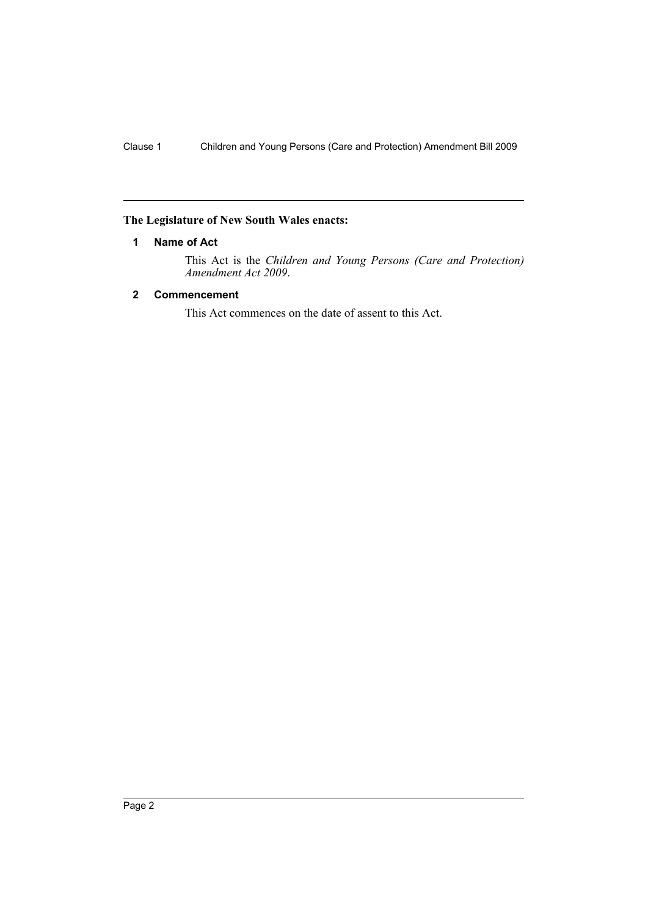**The Legislature of New South Wales enacts:**

## 1 Name of Act

This Act is the *Children and Young Persons (Care and Protection) Amendment Act 2009*.

## 2 Commencement

This Act commences on the date of assent to this Act.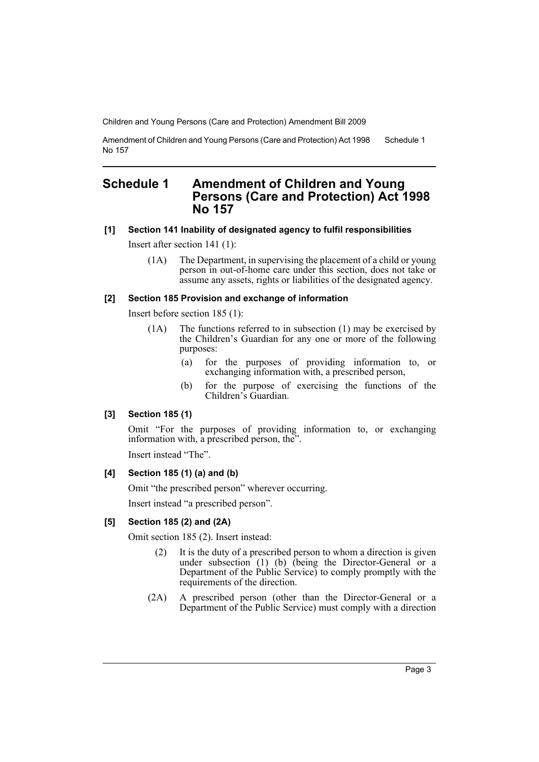# Schedule 1 Amendment of Children and Young Persons (Care and Protection) Act 1998 No 157

**[1] Section 141 Inability of designated agency to fulfil responsibilities**

Insert after section 141 (1):

> (1A) The Department, in supervising the placement of a child or young person in out-of-home care under this section, does not take or assume any assets, rights or liabilities of the designated agency.

**[2] Section 185 Provision and exchange of information**

Insert before section 185 (1):

> (1A) The functions referred to in subsection (1) may be exercised by the Children's Guardian for any one or more of the following purposes:
>
> (a) for the purposes of providing information to, or exchanging information with, a prescribed person,
>
> (b) for the purpose of exercising the functions of the Children's Guardian.

**[3] Section 185 (1)**

Omit "For the purposes of providing information to, or exchanging information with, a prescribed person, the".

Insert instead "The".

**[4] Section 185 (1) (a) and (b)**

Omit "the prescribed person" wherever occurring.

Insert instead "a prescribed person".

**[5] Section 185 (2) and (2A)**

Omit section 185 (2). Insert instead:

> (2) It is the duty of a prescribed person to whom a direction is given under subsection (1) (b) (being the Director-General or a Department of the Public Service) to comply promptly with the requirements of the direction.
>
> (2A) A prescribed person (other than the Director-General or a Department of the Public Service) must comply with a direction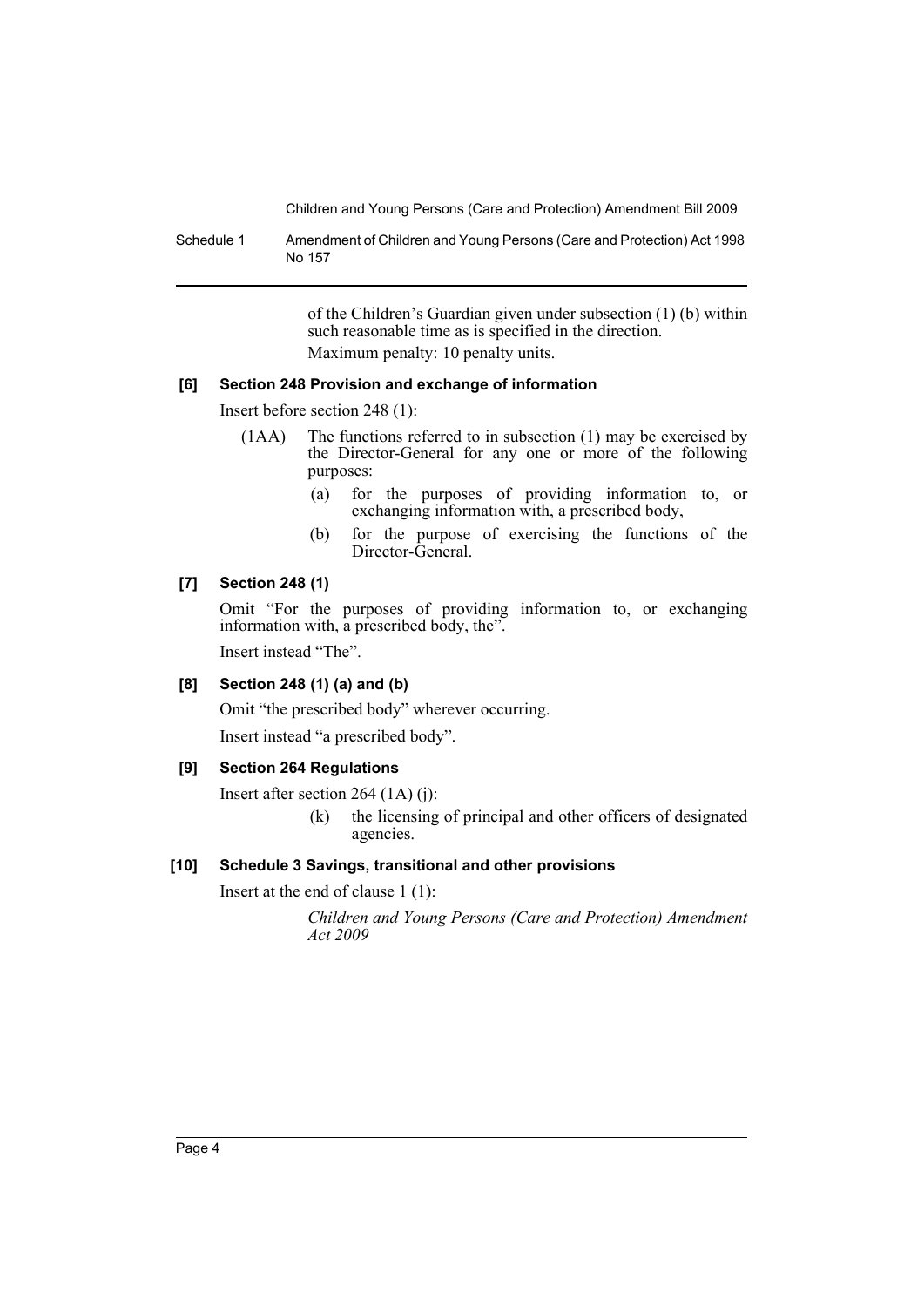of the Children's Guardian given under subsection (1) (b) within such reasonable time as is specified in the direction.

Maximum penalty: 10 penalty units.

### [6] Section 248 Provision and exchange of information

Insert before section 248 (1):

(1AA) The functions referred to in subsection (1) may be exercised by the Director-General for any one or more of the following purposes:

- (a) for the purposes of providing information to, or exchanging information with, a prescribed body,
- (b) for the purpose of exercising the functions of the Director-General.

### [7] Section 248 (1)

Omit "For the purposes of providing information to, or exchanging information with, a prescribed body, the".

Insert instead "The".

### [8] Section 248 (1) (a) and (b)

Omit "the prescribed body" wherever occurring.

Insert instead "a prescribed body".

### [9] Section 264 Regulations

Insert after section 264 (1A) (j):

- (k) the licensing of principal and other officers of designated agencies.

### [10] Schedule 3 Savings, transitional and other provisions

Insert at the end of clause 1 (1):

*Children and Young Persons (Care and Protection) Amendment Act 2009*